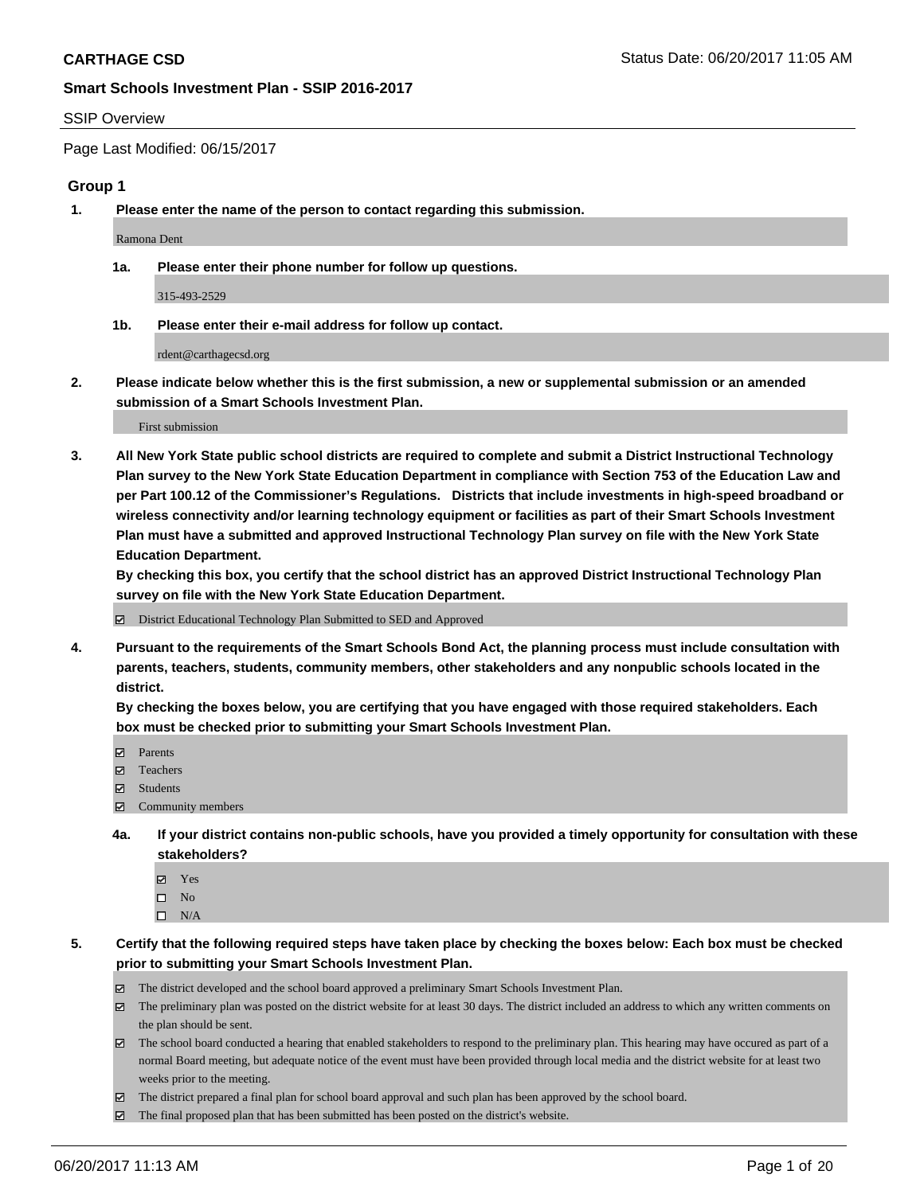**CARTHAGE CSD** Status Date: 06/20/2017 11:05 AM

**Smart Schools Investment Plan - SSIP 2016-2017**

SSIP Overview

Page Last Modified: 06/15/2017

## Group 1

**1. Please enter the name of the person to contact regarding this submission.**

Ramona Dent

**1a. Please enter their phone number for follow up questions.**

315-493-2529

**1b. Please enter their e-mail address for follow up contact.**

rdent@carthagecsd.org

**2. Please indicate below whether this is the first submission, a new or supplemental submission or an amended submission of a Smart Schools Investment Plan.**

First submission

**3. All New York State public school districts are required to complete and submit a District Instructional Technology Plan survey to the New York State Education Department in compliance with Section 753 of the Education Law and per Part 100.12 of the Commissioner's Regulations. Districts that include investments in high-speed broadband or wireless connectivity and/or learning technology equipment or facilities as part of their Smart Schools Investment Plan must have a submitted and approved Instructional Technology Plan survey on file with the New York State Education Department.**
**By checking this box, you certify that the school district has an approved District Instructional Technology Plan survey on file with the New York State Education Department.**

- [x] District Educational Technology Plan Submitted to SED and Approved

**4. Pursuant to the requirements of the Smart Schools Bond Act, the planning process must include consultation with parents, teachers, students, community members, other stakeholders and any nonpublic schools located in the district.**
**By checking the boxes below, you are certifying that you have engaged with those required stakeholders. Each box must be checked prior to submitting your Smart Schools Investment Plan.**

- [x] Parents
- [x] Teachers
- [x] Students
- [x] Community members

**4a. If your district contains non-public schools, have you provided a timely opportunity for consultation with these stakeholders?**

- [x] Yes
- [ ] No
- [ ] N/A

**5. Certify that the following required steps have taken place by checking the boxes below: Each box must be checked prior to submitting your Smart Schools Investment Plan.**

- [x] The district developed and the school board approved a preliminary Smart Schools Investment Plan.
- [x] The preliminary plan was posted on the district website for at least 30 days. The district included an address to which any written comments on the plan should be sent.
- [x] The school board conducted a hearing that enabled stakeholders to respond to the preliminary plan. This hearing may have occured as part of a normal Board meeting, but adequate notice of the event must have been provided through local media and the district website for at least two weeks prior to the meeting.
- [x] The district prepared a final plan for school board approval and such plan has been approved by the school board.
- [x] The final proposed plan that has been submitted has been posted on the district's website.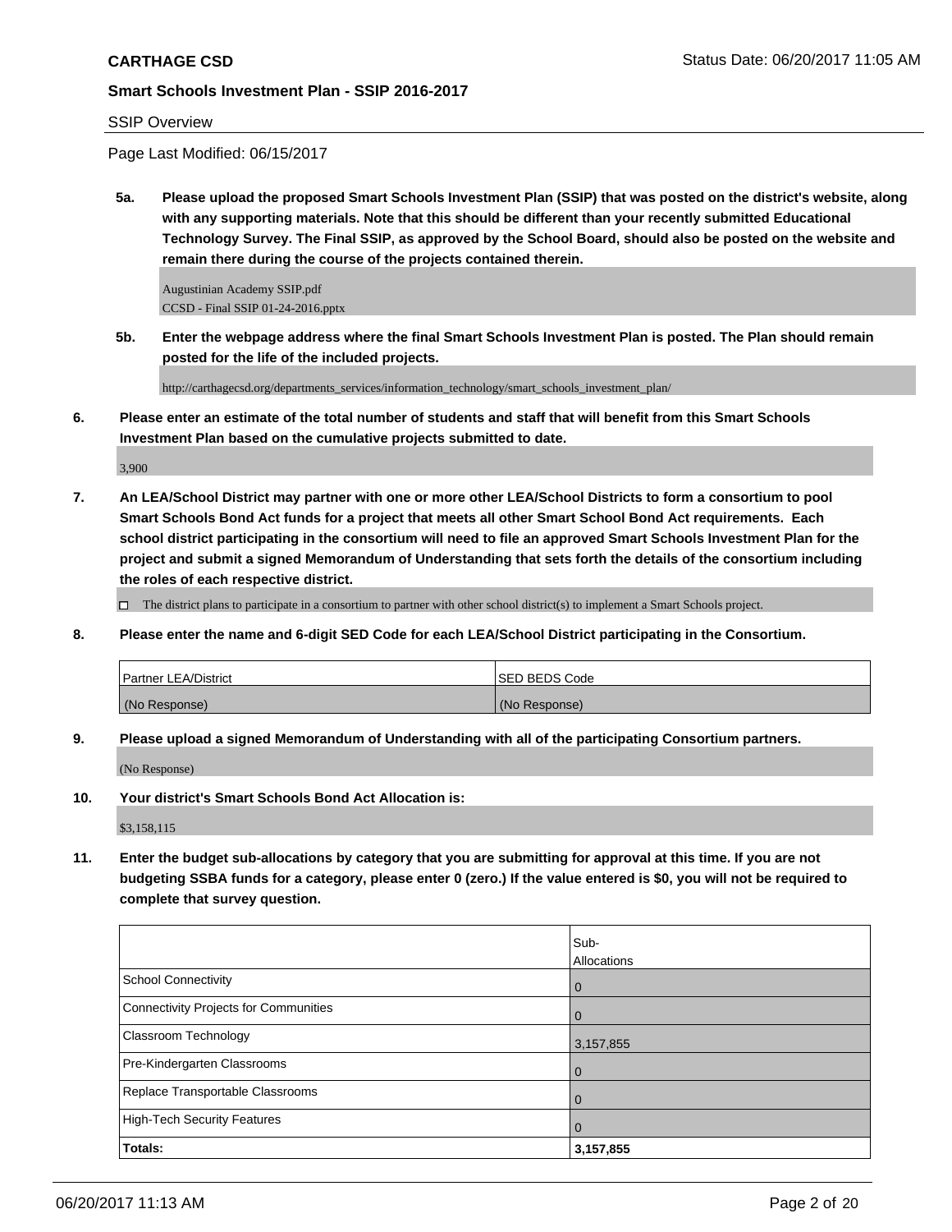**CARTHAGE CSD** Status Date: 06/20/2017 11:05 AM

**Smart Schools Investment Plan - SSIP 2016-2017**

SSIP Overview

Page Last Modified: 06/15/2017

**5a. Please upload the proposed Smart Schools Investment Plan (SSIP) that was posted on the district's website, along with any supporting materials. Note that this should be different than your recently submitted Educational Technology Survey. The Final SSIP, as approved by the School Board, should also be posted on the website and remain there during the course of the projects contained therein.**

Augustinian Academy SSIP.pdf
CCSD - Final SSIP 01-24-2016.pptx

**5b. Enter the webpage address where the final Smart Schools Investment Plan is posted. The Plan should remain posted for the life of the included projects.**

http://carthagecsd.org/departments_services/information_technology/smart_schools_investment_plan/

**6. Please enter an estimate of the total number of students and staff that will benefit from this Smart Schools Investment Plan based on the cumulative projects submitted to date.**

3,900

**7. An LEA/School District may partner with one or more other LEA/School Districts to form a consortium to pool Smart Schools Bond Act funds for a project that meets all other Smart School Bond Act requirements. Each school district participating in the consortium will need to file an approved Smart Schools Investment Plan for the project and submit a signed Memorandum of Understanding that sets forth the details of the consortium including the roles of each respective district.**

☐ The district plans to participate in a consortium to partner with other school district(s) to implement a Smart Schools project.

**8. Please enter the name and 6-digit SED Code for each LEA/School District participating in the Consortium.**

| Partner LEA/District | SED BEDS Code |
|---|---|
| (No Response) | (No Response) |

**9. Please upload a signed Memorandum of Understanding with all of the participating Consortium partners.**

(No Response)

**10. Your district's Smart Schools Bond Act Allocation is:**

$3,158,115

**11. Enter the budget sub-allocations by category that you are submitting for approval at this time. If you are not budgeting SSBA funds for a category, please enter 0 (zero.) If the value entered is $0, you will not be required to complete that survey question.**

| | Sub-Allocations |
|---|---|
| School Connectivity | 0 |
| Connectivity Projects for Communities | 0 |
| Classroom Technology | 3,157,855 |
| Pre-Kindergarten Classrooms | 0 |
| Replace Transportable Classrooms | 0 |
| High-Tech Security Features | 0 |
| **Totals:** | **3,157,855** |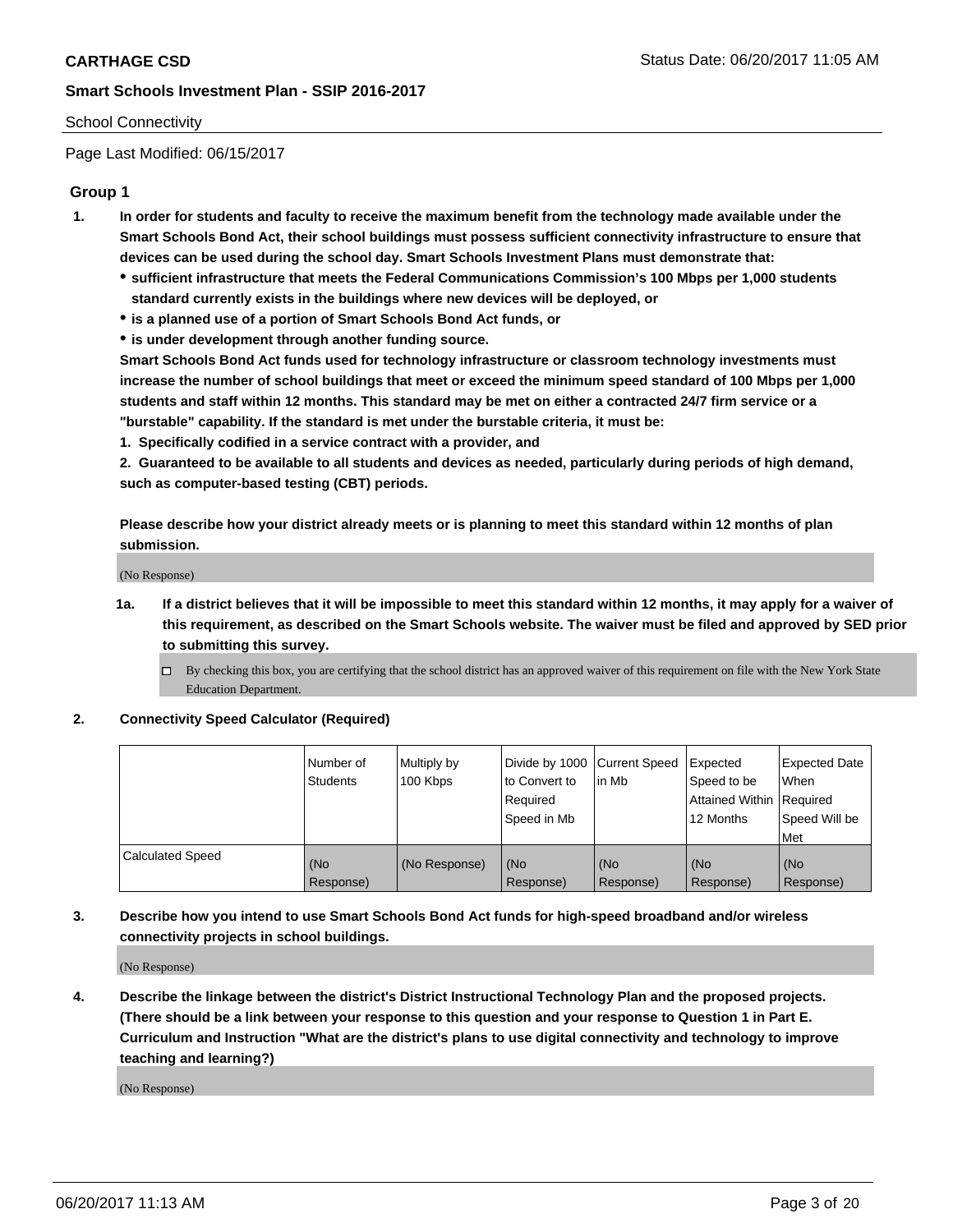School Connectivity

Page Last Modified: 06/15/2017

## Group 1

**1. In order for students and faculty to receive the maximum benefit from the technology made available under the Smart Schools Bond Act, their school buildings must possess sufficient connectivity infrastructure to ensure that devices can be used during the school day. Smart Schools Investment Plans must demonstrate that:**

- **sufficient infrastructure that meets the Federal Communications Commission's 100 Mbps per 1,000 students standard currently exists in the buildings where new devices will be deployed, or**
- **is a planned use of a portion of Smart Schools Bond Act funds, or**
- **is under development through another funding source.**

**Smart Schools Bond Act funds used for technology infrastructure or classroom technology investments must increase the number of school buildings that meet or exceed the minimum speed standard of 100 Mbps per 1,000 students and staff within 12 months. This standard may be met on either a contracted 24/7 firm service or a "burstable" capability. If the standard is met under the burstable criteria, it must be:**

**1. Specifically codified in a service contract with a provider, and**

**2. Guaranteed to be available to all students and devices as needed, particularly during periods of high demand, such as computer-based testing (CBT) periods.**

**Please describe how your district already meets or is planning to meet this standard within 12 months of plan submission.**

(No Response)

**1a. If a district believes that it will be impossible to meet this standard within 12 months, it may apply for a waiver of this requirement, as described on the Smart Schools website. The waiver must be filed and approved by SED prior to submitting this survey.**

☐ By checking this box, you are certifying that the school district has an approved waiver of this requirement on file with the New York State Education Department.

**2. Connectivity Speed Calculator (Required)**

| | Number of Students | Multiply by 100 Kbps | Divide by 1000 to Convert to Required Speed in Mb | Current Speed in Mb | Expected Speed to be Attained Within 12 Months | Expected Date When Required Speed Will be Met |
|---|---|---|---|---|---|---|
| Calculated Speed | (No Response) | (No Response) | (No Response) | (No Response) | (No Response) | (No Response) |

**3. Describe how you intend to use Smart Schools Bond Act funds for high-speed broadband and/or wireless connectivity projects in school buildings.**

(No Response)

**4. Describe the linkage between the district's District Instructional Technology Plan and the proposed projects. (There should be a link between your response to this question and your response to Question 1 in Part E. Curriculum and Instruction "What are the district's plans to use digital connectivity and technology to improve teaching and learning?)**

(No Response)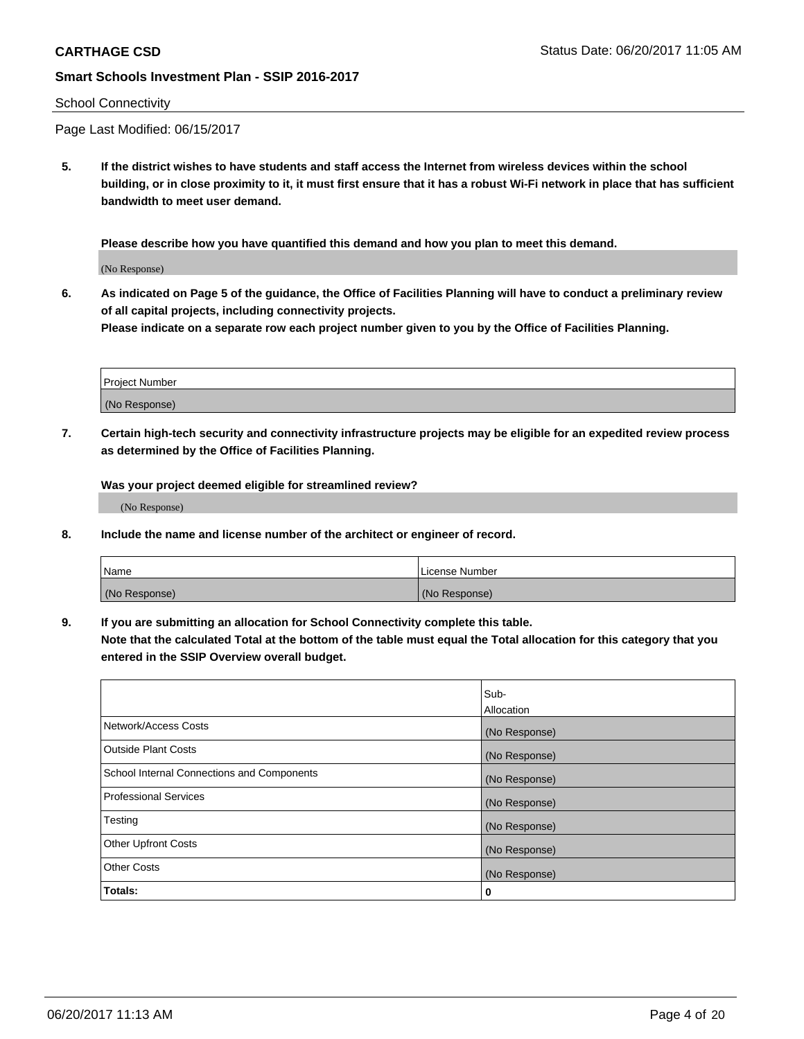**CARTHAGE CSD** Status Date: 06/20/2017 11:05 AM

**Smart Schools Investment Plan - SSIP 2016-2017**

School Connectivity

Page Last Modified: 06/15/2017

**5. If the district wishes to have students and staff access the Internet from wireless devices within the school building, or in close proximity to it, it must first ensure that it has a robust Wi-Fi network in place that has sufficient bandwidth to meet user demand.**

**Please describe how you have quantified this demand and how you plan to meet this demand.**

(No Response)

**6. As indicated on Page 5 of the guidance, the Office of Facilities Planning will have to conduct a preliminary review of all capital projects, including connectivity projects.**
**Please indicate on a separate row each project number given to you by the Office of Facilities Planning.**

| Project Number |
| --- |
| (No Response) |

**7. Certain high-tech security and connectivity infrastructure projects may be eligible for an expedited review process as determined by the Office of Facilities Planning.**

**Was your project deemed eligible for streamlined review?**

(No Response)

**8. Include the name and license number of the architect or engineer of record.**

| Name | License Number |
| --- | --- |
| (No Response) | (No Response) |

**9. If you are submitting an allocation for School Connectivity complete this table.**
**Note that the calculated Total at the bottom of the table must equal the Total allocation for this category that you entered in the SSIP Overview overall budget.**

| | Sub-Allocation |
| --- | --- |
| Network/Access Costs | (No Response) |
| Outside Plant Costs | (No Response) |
| School Internal Connections and Components | (No Response) |
| Professional Services | (No Response) |
| Testing | (No Response) |
| Other Upfront Costs | (No Response) |
| Other Costs | (No Response) |
| **Totals:** | **0** |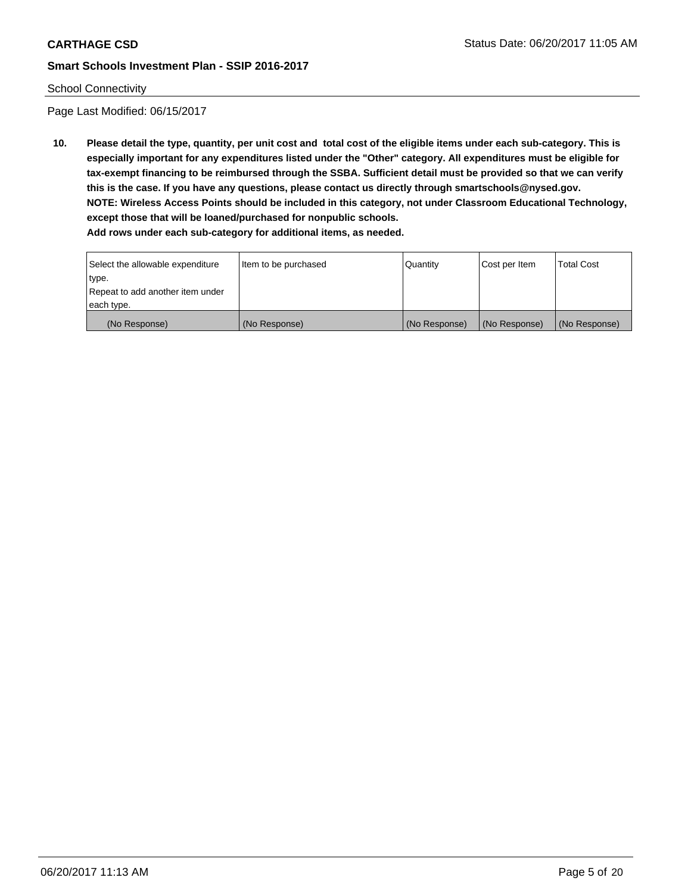School Connectivity

Page Last Modified: 06/15/2017

**10. Please detail the type, quantity, per unit cost and total cost of the eligible items under each sub-category. This is especially important for any expenditures listed under the "Other" category. All expenditures must be eligible for tax-exempt financing to be reimbursed through the SSBA. Sufficient detail must be provided so that we can verify this is the case. If you have any questions, please contact us directly through smartschools@nysed.gov.**
**NOTE: Wireless Access Points should be included in this category, not under Classroom Educational Technology, except those that will be loaned/purchased for nonpublic schools.**
**Add rows under each sub-category for additional items, as needed.**

| Select the allowable expenditure type. Repeat to add another item under each type. | Item to be purchased | Quantity | Cost per Item | Total Cost |
|---|---|---|---|---|
| (No Response) | (No Response) | (No Response) | (No Response) | (No Response) |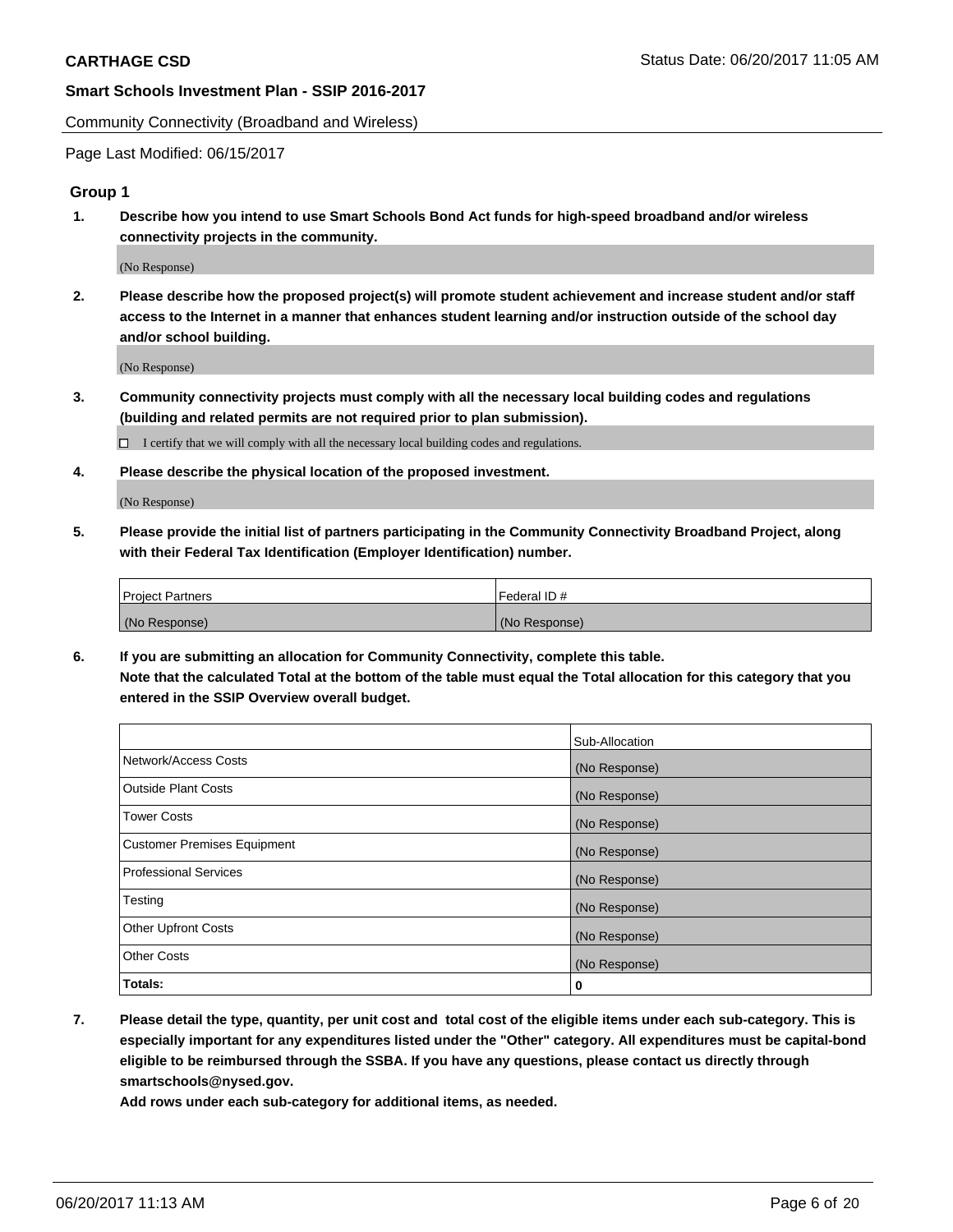Community Connectivity (Broadband and Wireless)

Page Last Modified: 06/15/2017

## Group 1

**1. Describe how you intend to use Smart Schools Bond Act funds for high-speed broadband and/or wireless connectivity projects in the community.**

(No Response)

**2. Please describe how the proposed project(s) will promote student achievement and increase student and/or staff access to the Internet in a manner that enhances student learning and/or instruction outside of the school day and/or school building.**

(No Response)

**3. Community connectivity projects must comply with all the necessary local building codes and regulations (building and related permits are not required prior to plan submission).**

☐ I certify that we will comply with all the necessary local building codes and regulations.

**4. Please describe the physical location of the proposed investment.**

(No Response)

**5. Please provide the initial list of partners participating in the Community Connectivity Broadband Project, along with their Federal Tax Identification (Employer Identification) number.**

| Project Partners | Federal ID # |
|---|---|
| (No Response) | (No Response) |

**6. If you are submitting an allocation for Community Connectivity, complete this table. Note that the calculated Total at the bottom of the table must equal the Total allocation for this category that you entered in the SSIP Overview overall budget.**

| | Sub-Allocation |
|---|---|
| Network/Access Costs | (No Response) |
| Outside Plant Costs | (No Response) |
| Tower Costs | (No Response) |
| Customer Premises Equipment | (No Response) |
| Professional Services | (No Response) |
| Testing | (No Response) |
| Other Upfront Costs | (No Response) |
| Other Costs | (No Response) |
| **Totals:** | **0** |

**7. Please detail the type, quantity, per unit cost and total cost of the eligible items under each sub-category. This is especially important for any expenditures listed under the "Other" category. All expenditures must be capital-bond eligible to be reimbursed through the SSBA. If you have any questions, please contact us directly through smartschools@nysed.gov. Add rows under each sub-category for additional items, as needed.**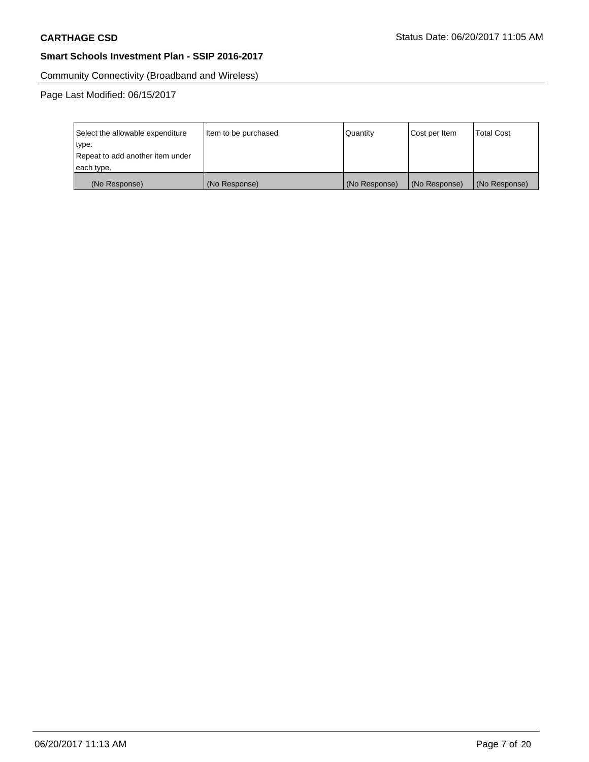**CARTHAGE CSD** Status Date: 06/20/2017 11:05 AM

**Smart Schools Investment Plan - SSIP 2016-2017**

Community Connectivity (Broadband and Wireless)

Page Last Modified: 06/15/2017

| Select the allowable expenditure type. Repeat to add another item under each type. | Item to be purchased | Quantity | Cost per Item | Total Cost |
|---|---|---|---|---|
| (No Response) | (No Response) | (No Response) | (No Response) | (No Response) |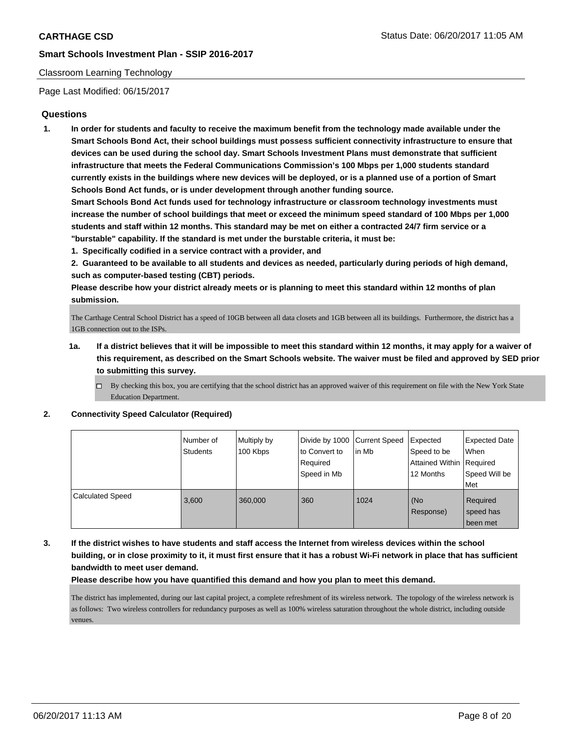Classroom Learning Technology

Page Last Modified: 06/15/2017

### Questions

1. **In order for students and faculty to receive the maximum benefit from the technology made available under the Smart Schools Bond Act, their school buildings must possess sufficient connectivity infrastructure to ensure that devices can be used during the school day. Smart Schools Investment Plans must demonstrate that sufficient infrastructure that meets the Federal Communications Commission's 100 Mbps per 1,000 students standard currently exists in the buildings where new devices will be deployed, or is a planned use of a portion of Smart Schools Bond Act funds, or is under development through another funding source.**
**Smart Schools Bond Act funds used for technology infrastructure or classroom technology investments must increase the number of school buildings that meet or exceed the minimum speed standard of 100 Mbps per 1,000 students and staff within 12 months. This standard may be met on either a contracted 24/7 firm service or a "burstable" capability. If the standard is met under the burstable criteria, it must be:**
**1. Specifically codified in a service contract with a provider, and**
**2. Guaranteed to be available to all students and devices as needed, particularly during periods of high demand, such as computer-based testing (CBT) periods.**
**Please describe how your district already meets or is planning to meet this standard within 12 months of plan submission.**

The Carthage Central School District has a speed of 10GB between all data closets and 1GB between all its buildings. Furthermore, the district has a 1GB connection out to the ISPs.

1a. **If a district believes that it will be impossible to meet this standard within 12 months, it may apply for a waiver of this requirement, as described on the Smart Schools website. The waiver must be filed and approved by SED prior to submitting this survey.**

☐ By checking this box, you are certifying that the school district has an approved waiver of this requirement on file with the New York State Education Department.

2. **Connectivity Speed Calculator (Required)**

| | Number of Students | Multiply by 100 Kbps | Divide by 1000 to Convert to Required Speed in Mb | Current Speed in Mb | Expected Speed to be Attained Within 12 Months | Expected Date When Required Speed Will be Met |
|---|---|---|---|---|---|---|
| Calculated Speed | 3,600 | 360,000 | 360 | 1024 | (No Response) | Required speed has been met |

3. **If the district wishes to have students and staff access the Internet from wireless devices within the school building, or in close proximity to it, it must first ensure that it has a robust Wi-Fi network in place that has sufficient bandwidth to meet user demand.**
**Please describe how you have quantified this demand and how you plan to meet this demand.**

The district has implemented, during our last capital project, a complete refreshment of its wireless network. The topology of the wireless network is as follows: Two wireless controllers for redundancy purposes as well as 100% wireless saturation throughout the whole district, including outside venues.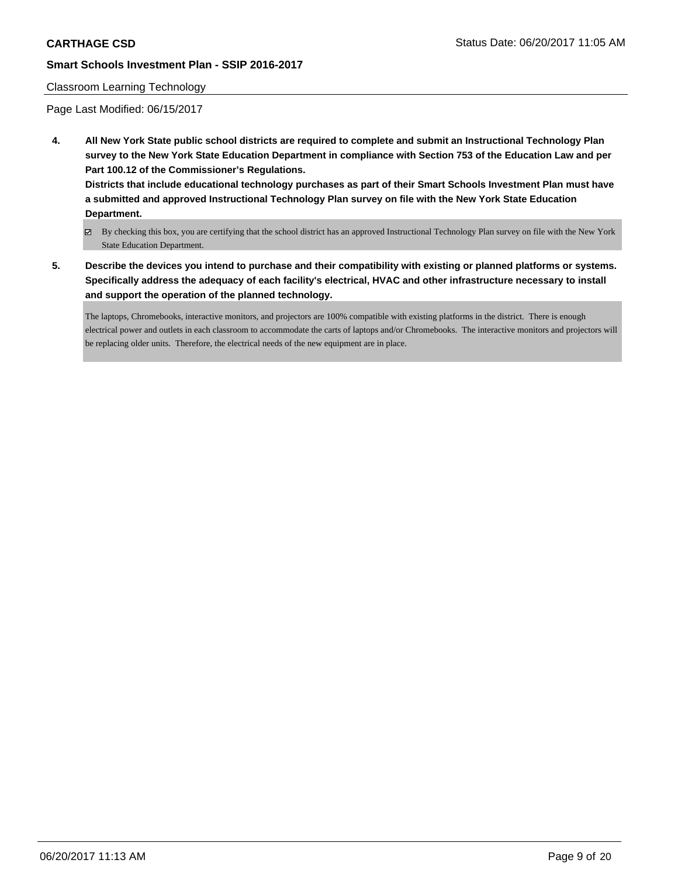Classroom Learning Technology

Page Last Modified: 06/15/2017

**4. All New York State public school districts are required to complete and submit an Instructional Technology Plan survey to the New York State Education Department in compliance with Section 753 of the Education Law and per Part 100.12 of the Commissioner's Regulations.**

**Districts that include educational technology purchases as part of their Smart Schools Investment Plan must have a submitted and approved Instructional Technology Plan survey on file with the New York State Education Department.**

☑ By checking this box, you are certifying that the school district has an approved Instructional Technology Plan survey on file with the New York State Education Department.

**5. Describe the devices you intend to purchase and their compatibility with existing or planned platforms or systems. Specifically address the adequacy of each facility's electrical, HVAC and other infrastructure necessary to install and support the operation of the planned technology.**

The laptops, Chromebooks, interactive monitors, and projectors are 100% compatible with existing platforms in the district. There is enough electrical power and outlets in each classroom to accommodate the carts of laptops and/or Chromebooks. The interactive monitors and projectors will be replacing older units. Therefore, the electrical needs of the new equipment are in place.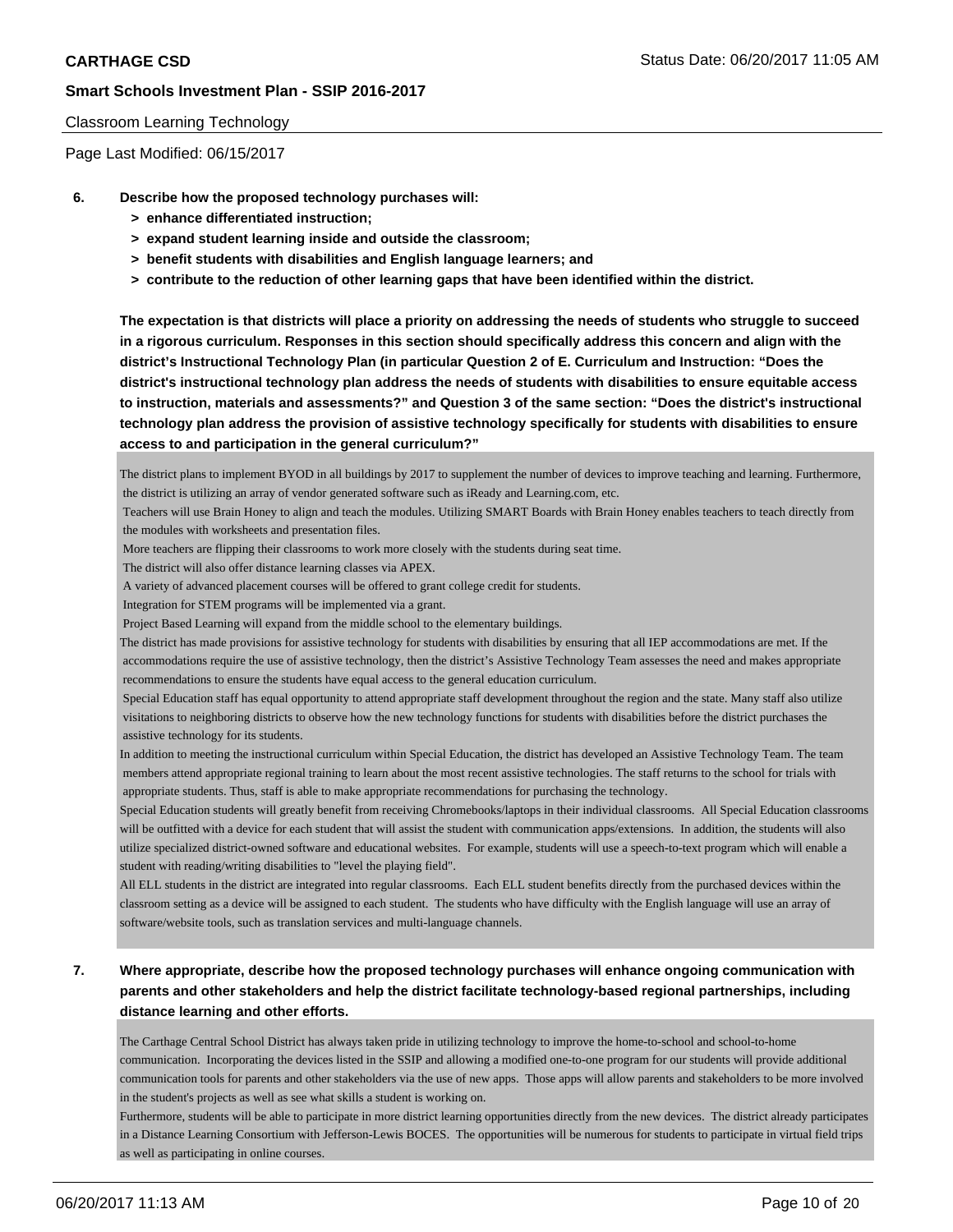Classroom Learning Technology

Page Last Modified: 06/15/2017

**6. Describe how the proposed technology purchases will:**

- **> enhance differentiated instruction;**
- **> expand student learning inside and outside the classroom;**
- **> benefit students with disabilities and English language learners; and**
- **> contribute to the reduction of other learning gaps that have been identified within the district.**

**The expectation is that districts will place a priority on addressing the needs of students who struggle to succeed in a rigorous curriculum. Responses in this section should specifically address this concern and align with the district's Instructional Technology Plan (in particular Question 2 of E. Curriculum and Instruction: "Does the district's instructional technology plan address the needs of students with disabilities to ensure equitable access to instruction, materials and assessments?" and Question 3 of the same section: "Does the district's instructional technology plan address the provision of assistive technology specifically for students with disabilities to ensure access to and participation in the general curriculum?"**

The district plans to implement BYOD in all buildings by 2017 to supplement the number of devices to improve teaching and learning. Furthermore, the district is utilizing an array of vendor generated software such as iReady and Learning.com, etc.

Teachers will use Brain Honey to align and teach the modules. Utilizing SMART Boards with Brain Honey enables teachers to teach directly from the modules with worksheets and presentation files.

More teachers are flipping their classrooms to work more closely with the students during seat time.

The district will also offer distance learning classes via APEX.

A variety of advanced placement courses will be offered to grant college credit for students.

Integration for STEM programs will be implemented via a grant.

Project Based Learning will expand from the middle school to the elementary buildings.

The district has made provisions for assistive technology for students with disabilities by ensuring that all IEP accommodations are met. If the accommodations require the use of assistive technology, then the district's Assistive Technology Team assesses the need and makes appropriate recommendations to ensure the students have equal access to the general education curriculum.

Special Education staff has equal opportunity to attend appropriate staff development throughout the region and the state. Many staff also utilize visitations to neighboring districts to observe how the new technology functions for students with disabilities before the district purchases the assistive technology for its students.

In addition to meeting the instructional curriculum within Special Education, the district has developed an Assistive Technology Team. The team members attend appropriate regional training to learn about the most recent assistive technologies. The staff returns to the school for trials with appropriate students. Thus, staff is able to make appropriate recommendations for purchasing the technology.

Special Education students will greatly benefit from receiving Chromebooks/laptops in their individual classrooms. All Special Education classrooms will be outfitted with a device for each student that will assist the student with communication apps/extensions. In addition, the students will also utilize specialized district-owned software and educational websites. For example, students will use a speech-to-text program which will enable a student with reading/writing disabilities to "level the playing field".

All ELL students in the district are integrated into regular classrooms. Each ELL student benefits directly from the purchased devices within the classroom setting as a device will be assigned to each student. The students who have difficulty with the English language will use an array of software/website tools, such as translation services and multi-language channels.

**7. Where appropriate, describe how the proposed technology purchases will enhance ongoing communication with parents and other stakeholders and help the district facilitate technology-based regional partnerships, including distance learning and other efforts.**

The Carthage Central School District has always taken pride in utilizing technology to improve the home-to-school and school-to-home communication. Incorporating the devices listed in the SSIP and allowing a modified one-to-one program for our students will provide additional communication tools for parents and other stakeholders via the use of new apps. Those apps will allow parents and stakeholders to be more involved in the student's projects as well as see what skills a student is working on.

Furthermore, students will be able to participate in more district learning opportunities directly from the new devices. The district already participates in a Distance Learning Consortium with Jefferson-Lewis BOCES. The opportunities will be numerous for students to participate in virtual field trips as well as participating in online courses.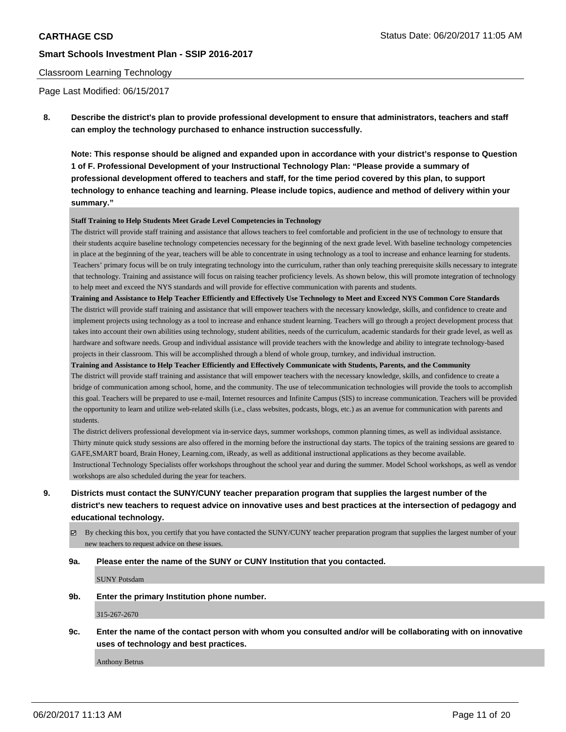Classroom Learning Technology

Page Last Modified: 06/15/2017

**8. Describe the district's plan to provide professional development to ensure that administrators, teachers and staff can employ the technology purchased to enhance instruction successfully.**

**Note: This response should be aligned and expanded upon in accordance with your district's response to Question 1 of F. Professional Development of your Instructional Technology Plan: "Please provide a summary of professional development offered to teachers and staff, for the time period covered by this plan, to support technology to enhance teaching and learning. Please include topics, audience and method of delivery within your summary."**

**Staff Training to Help Students Meet Grade Level Competencies in Technology**

The district will provide staff training and assistance that allows teachers to feel comfortable and proficient in the use of technology to ensure that their students acquire baseline technology competencies necessary for the beginning of the next grade level. With baseline technology competencies in place at the beginning of the year, teachers will be able to concentrate in using technology as a tool to increase and enhance learning for students. Teachers' primary focus will be on truly integrating technology into the curriculum, rather than only teaching prerequisite skills necessary to integrate that technology. Training and assistance will focus on raising teacher proficiency levels. As shown below, this will promote integration of technology to help meet and exceed the NYS standards and will provide for effective communication with parents and students.

**Training and Assistance to Help Teacher Efficiently and Effectively Use Technology to Meet and Exceed NYS Common Core Standards**

The district will provide staff training and assistance that will empower teachers with the necessary knowledge, skills, and confidence to create and implement projects using technology as a tool to increase and enhance student learning. Teachers will go through a project development process that takes into account their own abilities using technology, student abilities, needs of the curriculum, academic standards for their grade level, as well as hardware and software needs. Group and individual assistance will provide teachers with the knowledge and ability to integrate technology-based projects in their classroom. This will be accomplished through a blend of whole group, turnkey, and individual instruction.

**Training and Assistance to Help Teacher Efficiently and Effectively Communicate with Students, Parents, and the Community**

The district will provide staff training and assistance that will empower teachers with the necessary knowledge, skills, and confidence to create a bridge of communication among school, home, and the community. The use of telecommunication technologies will provide the tools to accomplish this goal. Teachers will be prepared to use e-mail, Internet resources and Infinite Campus (SIS) to increase communication. Teachers will be provided the opportunity to learn and utilize web-related skills (i.e., class websites, podcasts, blogs, etc.) as an avenue for communication with parents and students.

The district delivers professional development via in-service days, summer workshops, common planning times, as well as individual assistance. Thirty minute quick study sessions are also offered in the morning before the instructional day starts. The topics of the training sessions are geared to GAFE,SMART board, Brain Honey, Learning.com, iReady, as well as additional instructional applications as they become available.

Instructional Technology Specialists offer workshops throughout the school year and during the summer. Model School workshops, as well as vendor workshops are also scheduled during the year for teachers.

**9. Districts must contact the SUNY/CUNY teacher preparation program that supplies the largest number of the district's new teachers to request advice on innovative uses and best practices at the intersection of pedagogy and educational technology.**

☑ By checking this box, you certify that you have contacted the SUNY/CUNY teacher preparation program that supplies the largest number of your new teachers to request advice on these issues.

**9a. Please enter the name of the SUNY or CUNY Institution that you contacted.**

SUNY Potsdam

**9b. Enter the primary Institution phone number.**

315-267-2670

**9c. Enter the name of the contact person with whom you consulted and/or will be collaborating with on innovative uses of technology and best practices.**

Anthony Betrus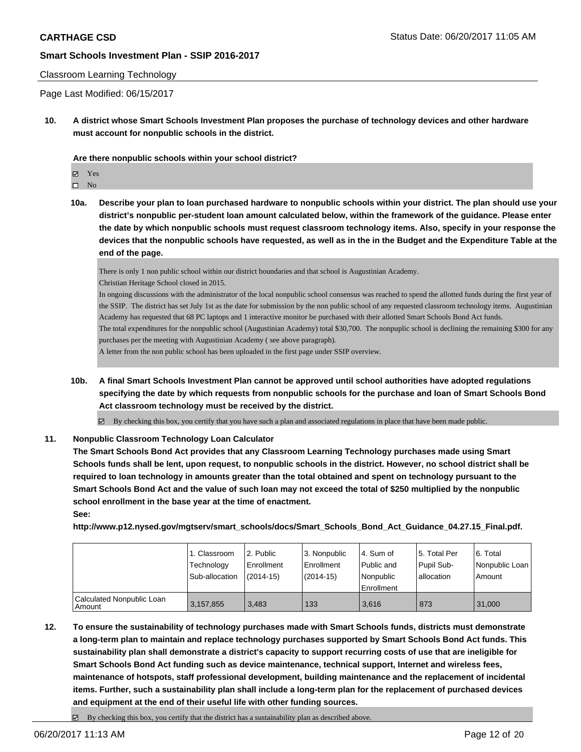Classroom Learning Technology

Page Last Modified: 06/15/2017

**10. A district whose Smart Schools Investment Plan proposes the purchase of technology devices and other hardware must account for nonpublic schools in the district.**

**Are there nonpublic schools within your school district?**

- ☑ Yes
- ☐ No

**10a. Describe your plan to loan purchased hardware to nonpublic schools within your district. The plan should use your district's nonpublic per-student loan amount calculated below, within the framework of the guidance. Please enter the date by which nonpublic schools must request classroom technology items. Also, specify in your response the devices that the nonpublic schools have requested, as well as in the in the Budget and the Expenditure Table at the end of the page.**

There is only 1 non public school within our district boundaries and that school is Augustinian Academy.
Christian Heritage School closed in 2015.
In ongoing discussions with the administrator of the local nonpublic school consensus was reached to spend the allotted funds during the first year of the SSIP. The district has set July 1st as the date for submission by the non public school of any requested classroom technology items. Augustinian Academy has requested that 68 PC laptops and 1 interactive monitor be purchased with their allotted Smart Schools Bond Act funds.
The total expenditures for the nonpublic school (Augustinian Academy) total $30,700. The nonpuplic school is declining the remaining $300 for any purchases per the meeting with Augustinian Academy ( see above paragraph).
A letter from the non public school has been uploaded in the first page under SSIP overview.

**10b. A final Smart Schools Investment Plan cannot be approved until school authorities have adopted regulations specifying the date by which requests from nonpublic schools for the purchase and loan of Smart Schools Bond Act classroom technology must be received by the district.**

☑ By checking this box, you certify that you have such a plan and associated regulations in place that have been made public.

**11. Nonpublic Classroom Technology Loan Calculator**
**The Smart Schools Bond Act provides that any Classroom Learning Technology purchases made using Smart Schools funds shall be lent, upon request, to nonpublic schools in the district. However, no school district shall be required to loan technology in amounts greater than the total obtained and spent on technology pursuant to the Smart Schools Bond Act and the value of such loan may not exceed the total of $250 multiplied by the nonpublic school enrollment in the base year at the time of enactment.**
**See:**
**http://www.p12.nysed.gov/mgtserv/smart_schools/docs/Smart_Schools_Bond_Act_Guidance_04.27.15_Final.pdf.**

| | 1. Classroom Technology Sub-allocation | 2. Public Enrollment (2014-15) | 3. Nonpublic Enrollment (2014-15) | 4. Sum of Public and Nonpublic Enrollment | 5. Total Per Pupil Sub-allocation | 6. Total Nonpublic Loan Amount |
|---|---|---|---|---|---|---|
| Calculated Nonpublic Loan Amount | 3,157,855 | 3,483 | 133 | 3,616 | 873 | 31,000 |

**12. To ensure the sustainability of technology purchases made with Smart Schools funds, districts must demonstrate a long-term plan to maintain and replace technology purchases supported by Smart Schools Bond Act funds. This sustainability plan shall demonstrate a district's capacity to support recurring costs of use that are ineligible for Smart Schools Bond Act funding such as device maintenance, technical support, Internet and wireless fees, maintenance of hotspots, staff professional development, building maintenance and the replacement of incidental items. Further, such a sustainability plan shall include a long-term plan for the replacement of purchased devices and equipment at the end of their useful life with other funding sources.**

☑ By checking this box, you certify that the district has a sustainability plan as described above.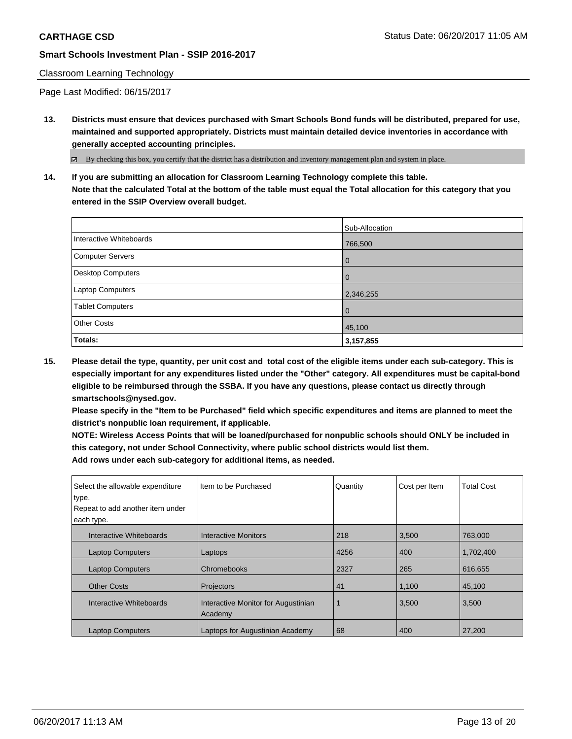**CARTHAGE CSD**

Status Date: 06/20/2017 11:05 AM

**Smart Schools Investment Plan - SSIP 2016-2017**

Classroom Learning Technology

Page Last Modified: 06/15/2017

**13. Districts must ensure that devices purchased with Smart Schools Bond funds will be distributed, prepared for use, maintained and supported appropriately. Districts must maintain detailed device inventories in accordance with generally accepted accounting principles.**

☑ By checking this box, you certify that the district has a distribution and inventory management plan and system in place.

**14. If you are submitting an allocation for Classroom Learning Technology complete this table. Note that the calculated Total at the bottom of the table must equal the Total allocation for this category that you entered in the SSIP Overview overall budget.**

| | Sub-Allocation |
|---|---|
| Interactive Whiteboards | 766,500 |
| Computer Servers | 0 |
| Desktop Computers | 0 |
| Laptop Computers | 2,346,255 |
| Tablet Computers | 0 |
| Other Costs | 45,100 |
| **Totals:** | **3,157,855** |

**15. Please detail the type, quantity, per unit cost and total cost of the eligible items under each sub-category. This is especially important for any expenditures listed under the "Other" category. All expenditures must be capital-bond eligible to be reimbursed through the SSBA. If you have any questions, please contact us directly through smartschools@nysed.gov.**
**Please specify in the "Item to be Purchased" field which specific expenditures and items are planned to meet the district's nonpublic loan requirement, if applicable.**
**NOTE: Wireless Access Points that will be loaned/purchased for nonpublic schools should ONLY be included in this category, not under School Connectivity, where public school districts would list them.**
**Add rows under each sub-category for additional items, as needed.**

| Select the allowable expenditure type. Repeat to add another item under each type. | Item to be Purchased | Quantity | Cost per Item | Total Cost |
|---|---|---|---|---|
| Interactive Whiteboards | Interactive Monitors | 218 | 3,500 | 763,000 |
| Laptop Computers | Laptops | 4256 | 400 | 1,702,400 |
| Laptop Computers | Chromebooks | 2327 | 265 | 616,655 |
| Other Costs | Projectors | 41 | 1,100 | 45,100 |
| Interactive Whiteboards | Interactive Monitor for Augustinian Academy | 1 | 3,500 | 3,500 |
| Laptop Computers | Laptops for Augustinian Academy | 68 | 400 | 27,200 |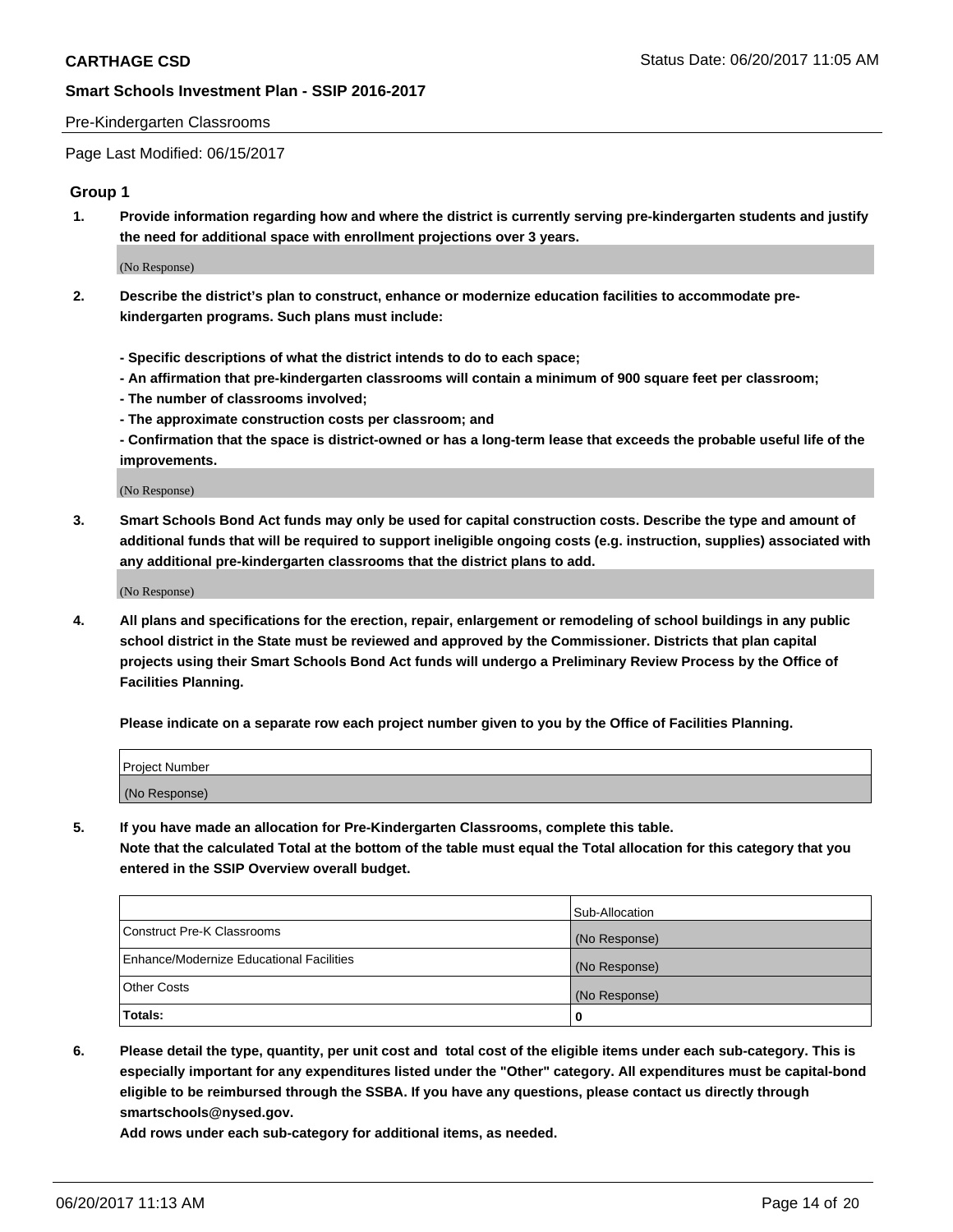Pre-Kindergarten Classrooms

Page Last Modified: 06/15/2017

## Group 1

**1. Provide information regarding how and where the district is currently serving pre-kindergarten students and justify the need for additional space with enrollment projections over 3 years.**

(No Response)

**2. Describe the district's plan to construct, enhance or modernize education facilities to accommodate pre-kindergarten programs. Such plans must include:**

**- Specific descriptions of what the district intends to do to each space;**
**- An affirmation that pre-kindergarten classrooms will contain a minimum of 900 square feet per classroom;**
**- The number of classrooms involved;**
**- The approximate construction costs per classroom; and**
**- Confirmation that the space is district-owned or has a long-term lease that exceeds the probable useful life of the improvements.**

(No Response)

**3. Smart Schools Bond Act funds may only be used for capital construction costs. Describe the type and amount of additional funds that will be required to support ineligible ongoing costs (e.g. instruction, supplies) associated with any additional pre-kindergarten classrooms that the district plans to add.**

(No Response)

**4. All plans and specifications for the erection, repair, enlargement or remodeling of school buildings in any public school district in the State must be reviewed and approved by the Commissioner. Districts that plan capital projects using their Smart Schools Bond Act funds will undergo a Preliminary Review Process by the Office of Facilities Planning.**

**Please indicate on a separate row each project number given to you by the Office of Facilities Planning.**

| Project Number |
| --- |
| (No Response) |

**5. If you have made an allocation for Pre-Kindergarten Classrooms, complete this table.**
**Note that the calculated Total at the bottom of the table must equal the Total allocation for this category that you entered in the SSIP Overview overall budget.**

| | Sub-Allocation |
| --- | --- |
| Construct Pre-K Classrooms | (No Response) |
| Enhance/Modernize Educational Facilities | (No Response) |
| Other Costs | (No Response) |
| **Totals:** | **0** |

**6. Please detail the type, quantity, per unit cost and total cost of the eligible items under each sub-category. This is especially important for any expenditures listed under the "Other" category. All expenditures must be capital-bond eligible to be reimbursed through the SSBA. If you have any questions, please contact us directly through smartschools@nysed.gov.**

**Add rows under each sub-category for additional items, as needed.**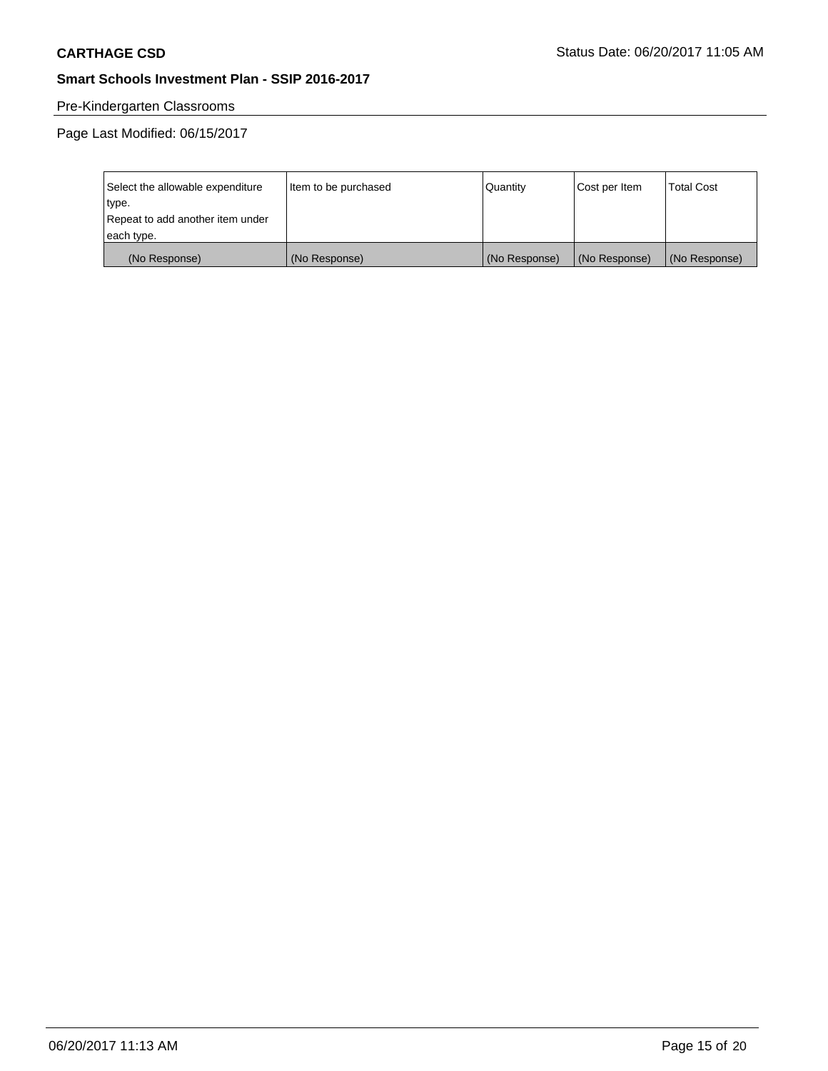Pre-Kindergarten Classrooms

Page Last Modified: 06/15/2017

| Select the allowable expenditure type. Repeat to add another item under each type. | Item to be purchased | Quantity | Cost per Item | Total Cost |
|---|---|---|---|---|
| (No Response) | (No Response) | (No Response) | (No Response) | (No Response) |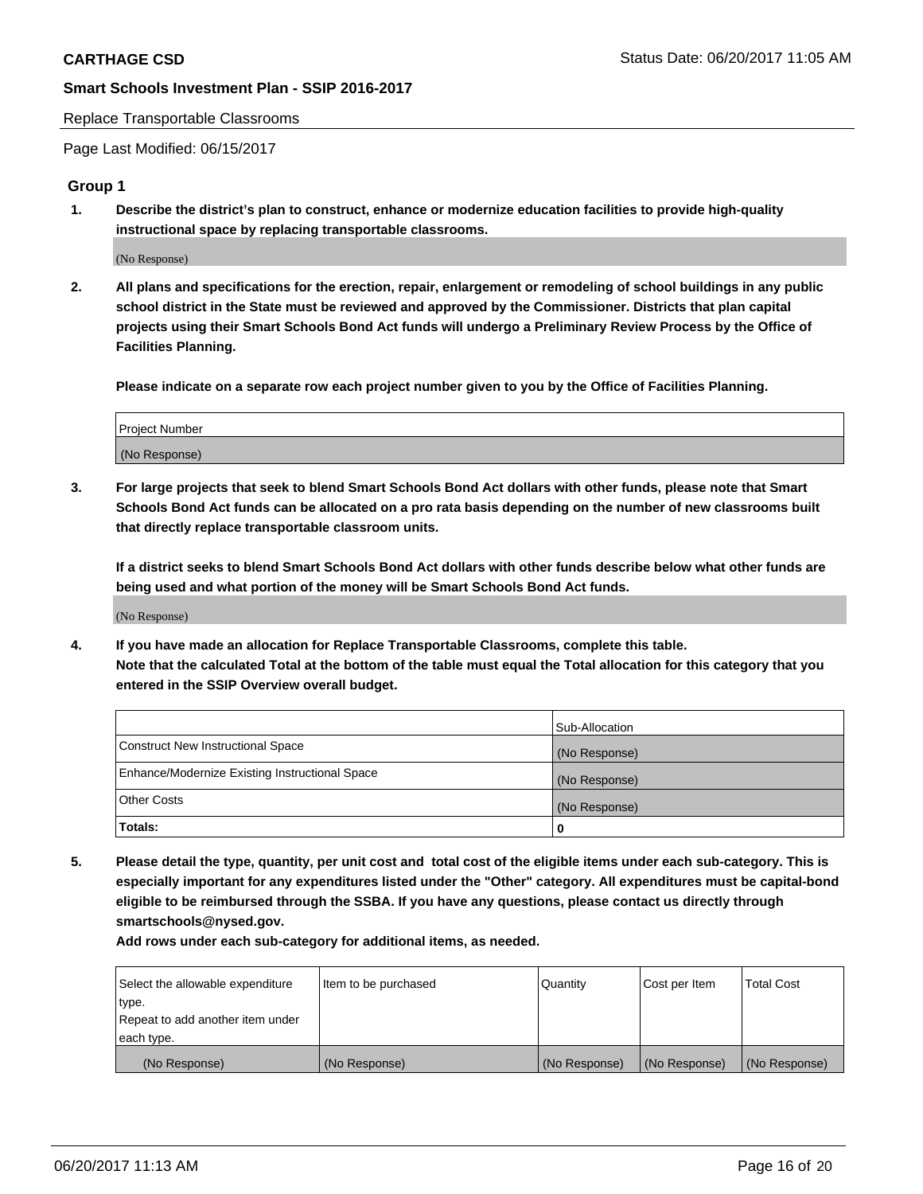Replace Transportable Classrooms

Page Last Modified: 06/15/2017

## Group 1

**1. Describe the district's plan to construct, enhance or modernize education facilities to provide high-quality instructional space by replacing transportable classrooms.**

(No Response)

**2. All plans and specifications for the erection, repair, enlargement or remodeling of school buildings in any public school district in the State must be reviewed and approved by the Commissioner. Districts that plan capital projects using their Smart Schools Bond Act funds will undergo a Preliminary Review Process by the Office of Facilities Planning.**

**Please indicate on a separate row each project number given to you by the Office of Facilities Planning.**

| Project Number |
|---|
| (No Response) |

**3. For large projects that seek to blend Smart Schools Bond Act dollars with other funds, please note that Smart Schools Bond Act funds can be allocated on a pro rata basis depending on the number of new classrooms built that directly replace transportable classroom units.**

**If a district seeks to blend Smart Schools Bond Act dollars with other funds describe below what other funds are being used and what portion of the money will be Smart Schools Bond Act funds.**

(No Response)

**4. If you have made an allocation for Replace Transportable Classrooms, complete this table. Note that the calculated Total at the bottom of the table must equal the Total allocation for this category that you entered in the SSIP Overview overall budget.**

| | Sub-Allocation |
|---|---|
| Construct New Instructional Space | (No Response) |
| Enhance/Modernize Existing Instructional Space | (No Response) |
| Other Costs | (No Response) |
| **Totals:** | **0** |

**5. Please detail the type, quantity, per unit cost and total cost of the eligible items under each sub-category. This is especially important for any expenditures listed under the "Other" category. All expenditures must be capital-bond eligible to be reimbursed through the SSBA. If you have any questions, please contact us directly through smartschools@nysed.gov.**

**Add rows under each sub-category for additional items, as needed.**

| Select the allowable expenditure type. Repeat to add another item under each type. | Item to be purchased | Quantity | Cost per Item | Total Cost |
|---|---|---|---|---|
| (No Response) | (No Response) | (No Response) | (No Response) | (No Response) |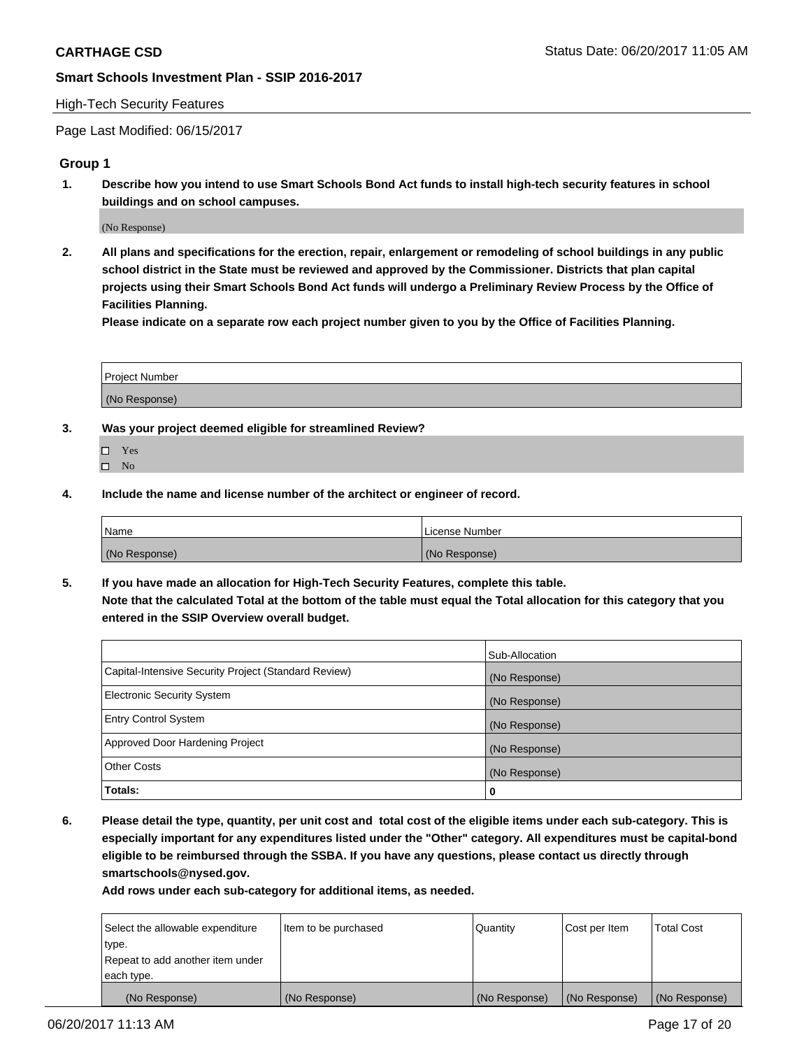**CARTHAGE CSD** Status Date: 06/20/2017 11:05 AM

**Smart Schools Investment Plan - SSIP 2016-2017**

High-Tech Security Features

Page Last Modified: 06/15/2017

## Group 1

**1. Describe how you intend to use Smart Schools Bond Act funds to install high-tech security features in school buildings and on school campuses.**

(No Response)

**2. All plans and specifications for the erection, repair, enlargement or remodeling of school buildings in any public school district in the State must be reviewed and approved by the Commissioner. Districts that plan capital projects using their Smart Schools Bond Act funds will undergo a Preliminary Review Process by the Office of Facilities Planning.**

**Please indicate on a separate row each project number given to you by the Office of Facilities Planning.**

| Project Number |
|---|
| (No Response) |

**3. Was your project deemed eligible for streamlined Review?**

- ☐ Yes
- ☐ No

**4. Include the name and license number of the architect or engineer of record.**

| Name | License Number |
|---|---|
| (No Response) | (No Response) |

**5. If you have made an allocation for High-Tech Security Features, complete this table.**
**Note that the calculated Total at the bottom of the table must equal the Total allocation for this category that you entered in the SSIP Overview overall budget.**

| | Sub-Allocation |
|---|---|
| Capital-Intensive Security Project (Standard Review) | (No Response) |
| Electronic Security System | (No Response) |
| Entry Control System | (No Response) |
| Approved Door Hardening Project | (No Response) |
| Other Costs | (No Response) |
| **Totals:** | **0** |

**6. Please detail the type, quantity, per unit cost and total cost of the eligible items under each sub-category. This is especially important for any expenditures listed under the "Other" category. All expenditures must be capital-bond eligible to be reimbursed through the SSBA. If you have any questions, please contact us directly through smartschools@nysed.gov.**

**Add rows under each sub-category for additional items, as needed.**

| Select the allowable expenditure type. Repeat to add another item under each type. | Item to be purchased | Quantity | Cost per Item | Total Cost |
|---|---|---|---|---|
| (No Response) | (No Response) | (No Response) | (No Response) | (No Response) |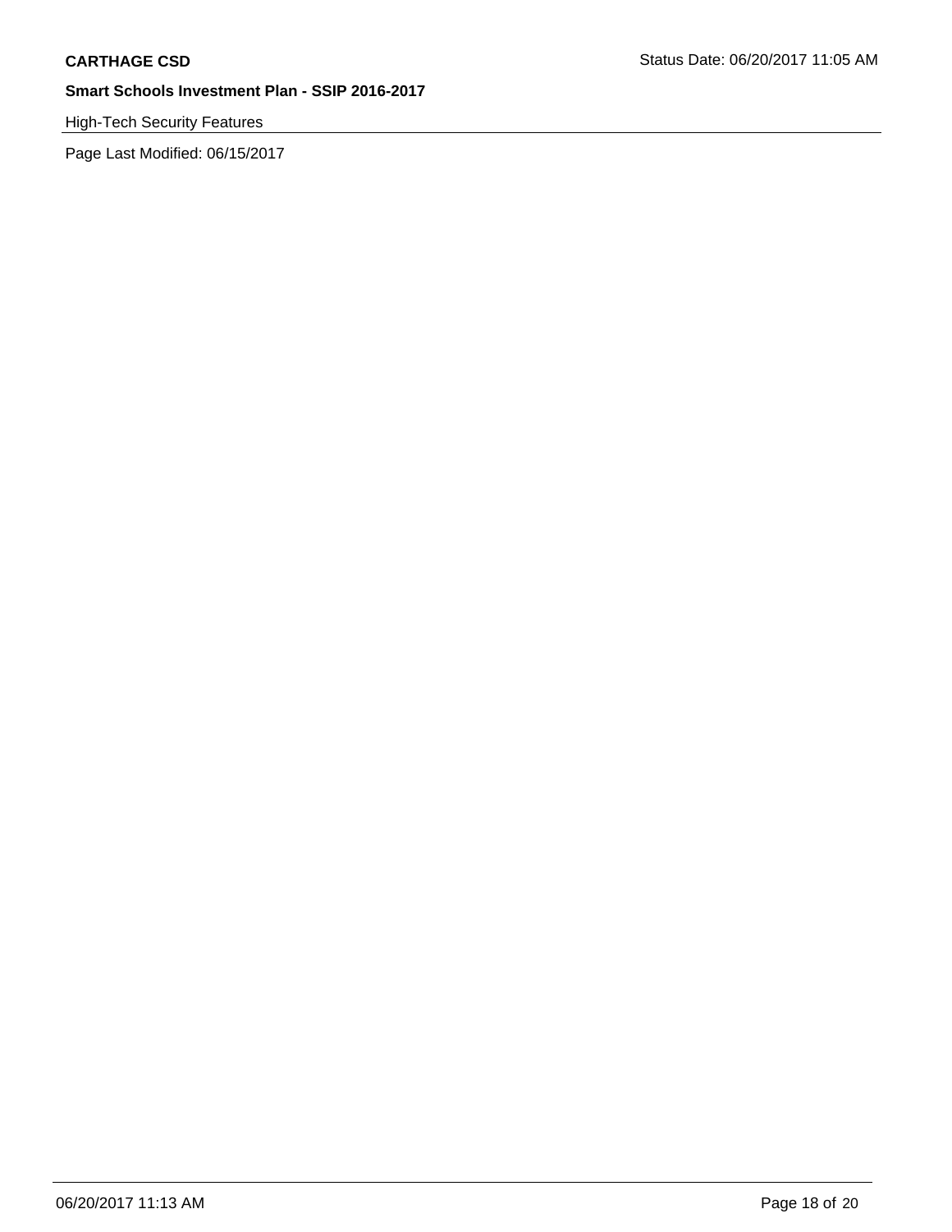High-Tech Security Features

Page Last Modified: 06/15/2017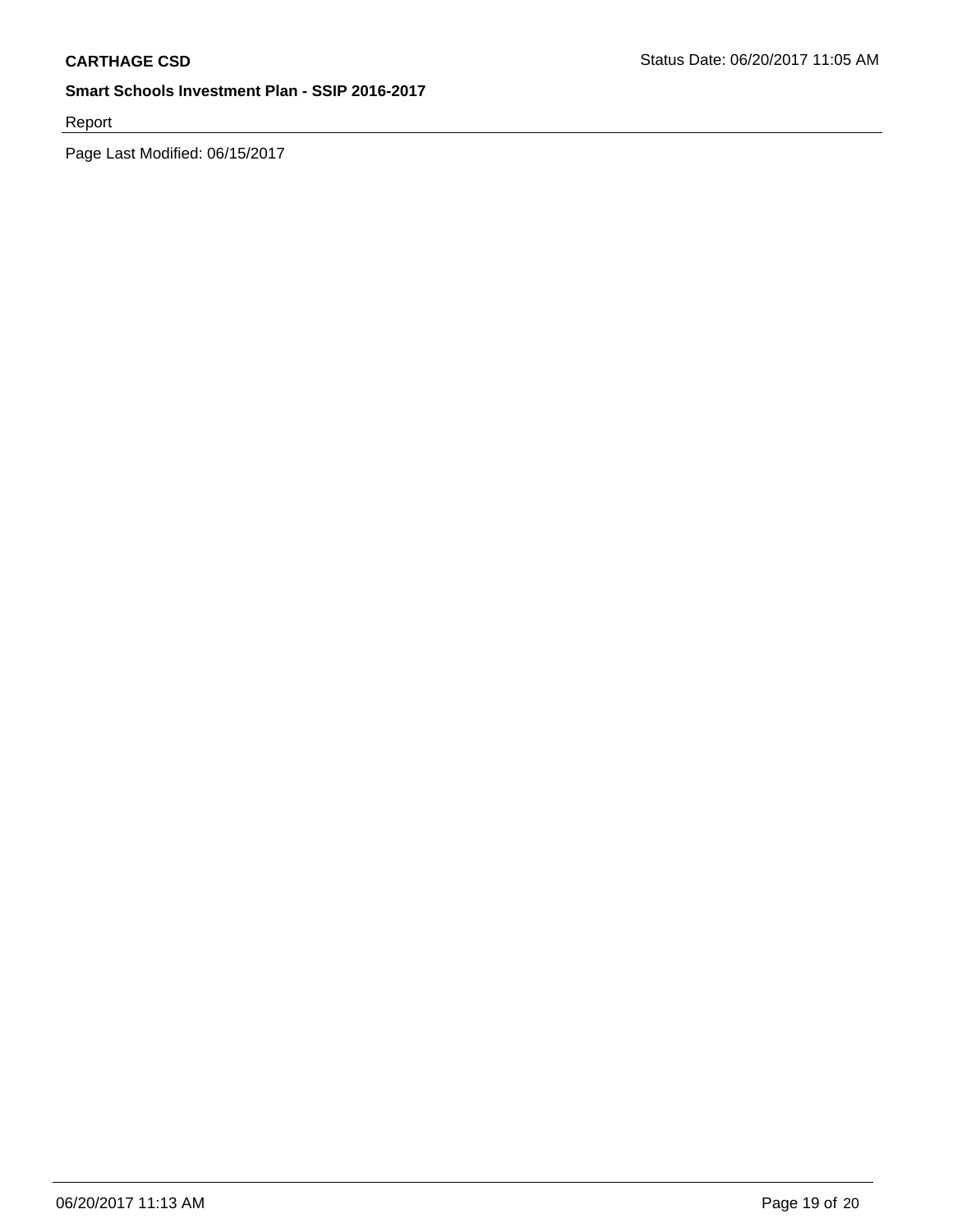Report

Page Last Modified: 06/15/2017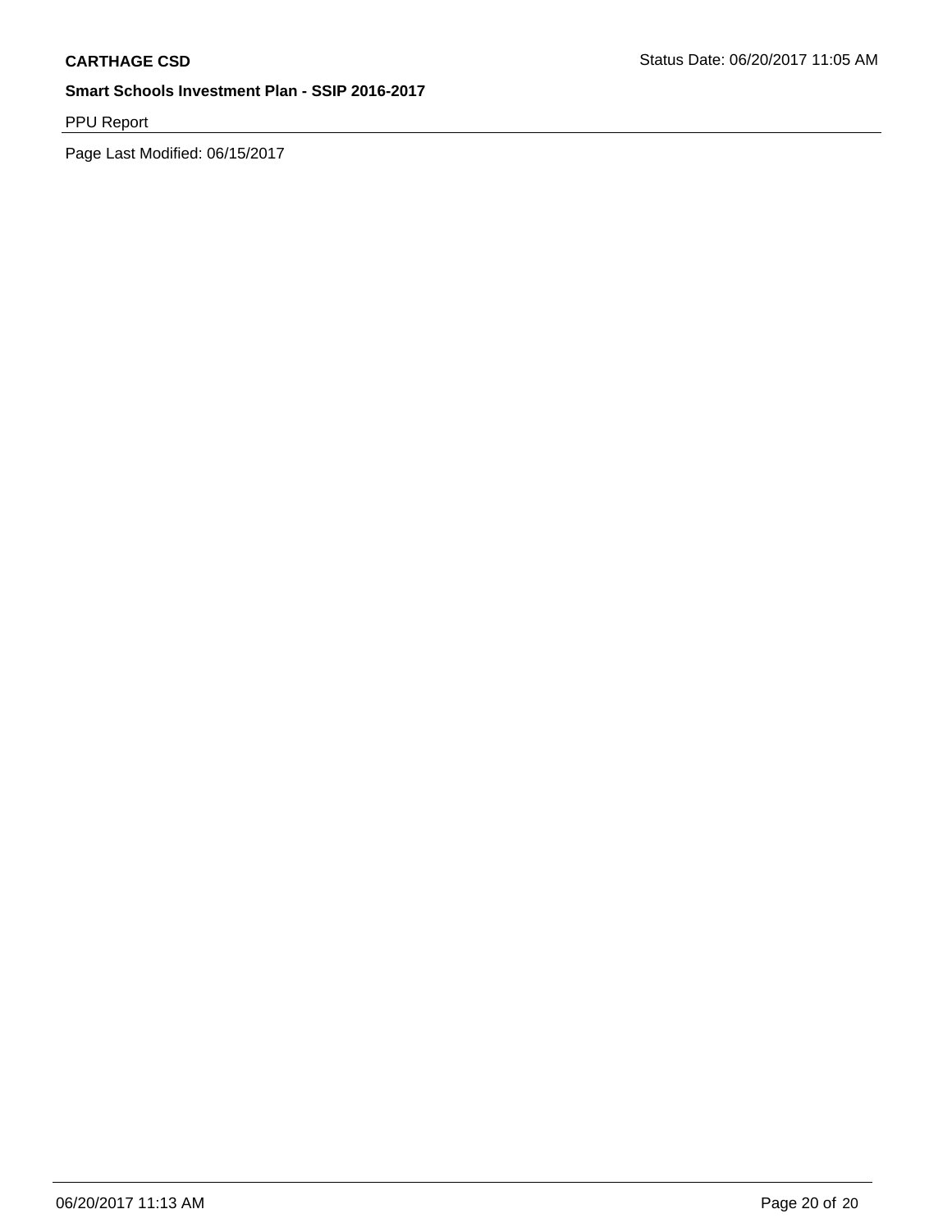Page Last Modified: 06/15/2017